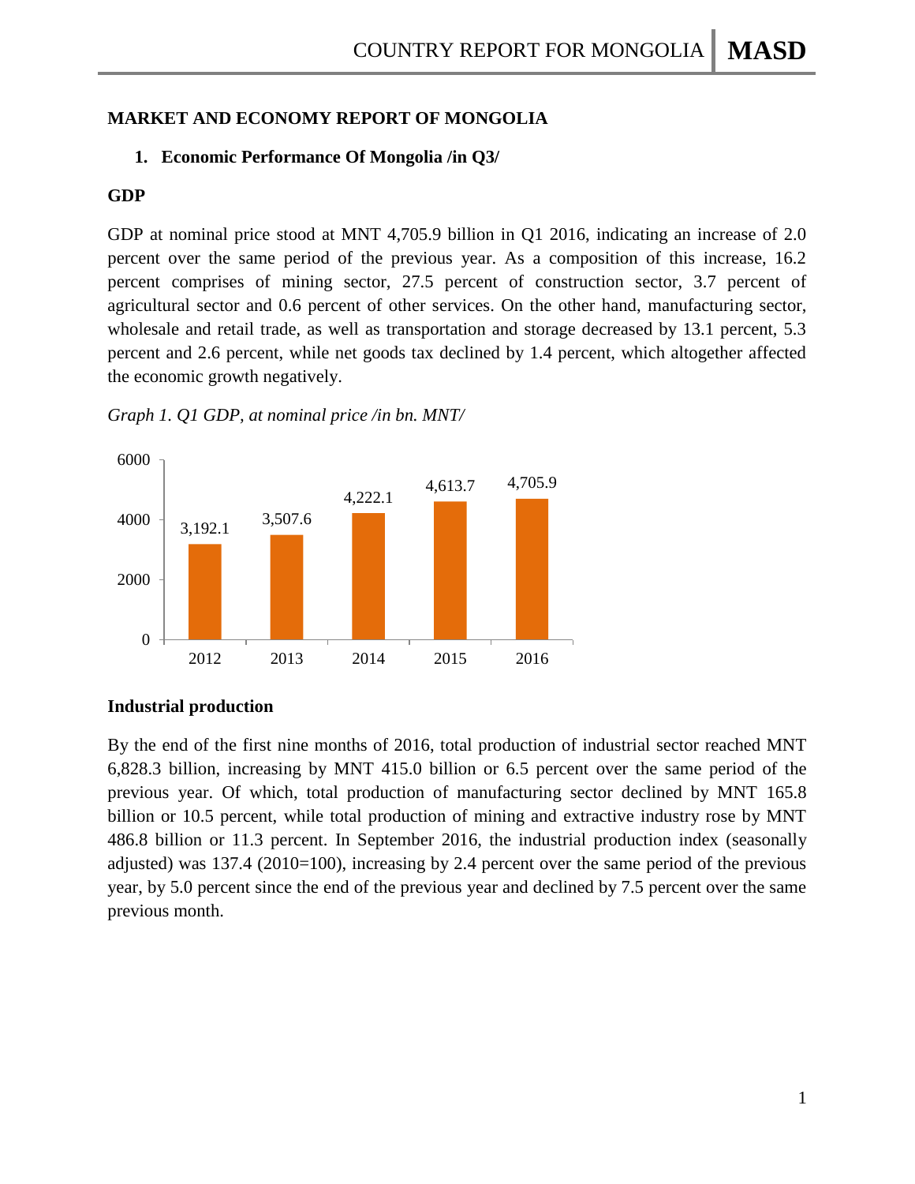# MARKET AND ECONOMY REPORT OF MONGOLIA

## 1. Economic Performance Of Mongolia /in Q3/

### GDP

GDP at nominal price stood at MNT 4,705.9 billion in Q1 2016, indicating an increase of 2.0 percent over the same period of the previous year. As a composition of this increase, 16.2 percent comprises of mining sector, 27.5 percent of construction sector, 3.7 percent of agricultural sector and 0.6 percent of other services. On the other hand, manufacturing sector, wholesale and retail trade, as well as transportation and storage decreased by 13.1 percent, 5.3 percent and 2.6 percent, while net goods tax declined by 1.4 percent, which altogether affected the economic growth negatively.

*Graph 1. Q1 GDP, at nominal price /in bn. MNT/*

| Year | Q1 GDP (bn. MNT) |
|---|---|
| 2012 | 3,192.1 |
| 2013 | 3,507.6 |
| 2014 | 4,222.1 |
| 2015 | 4,613.7 |
| 2016 | 4,705.9 |

### Industrial production

By the end of the first nine months of 2016, total production of industrial sector reached MNT 6,828.3 billion, increasing by MNT 415.0 billion or 6.5 percent over the same period of the previous year. Of which, total production of manufacturing sector declined by MNT 165.8 billion or 10.5 percent, while total production of mining and extractive industry rose by MNT 486.8 billion or 11.3 percent. In September 2016, the industrial production index (seasonally adjusted) was 137.4 (2010=100), increasing by 2.4 percent over the same period of the previous year, by 5.0 percent since the end of the previous year and declined by 7.5 percent over the same previous month.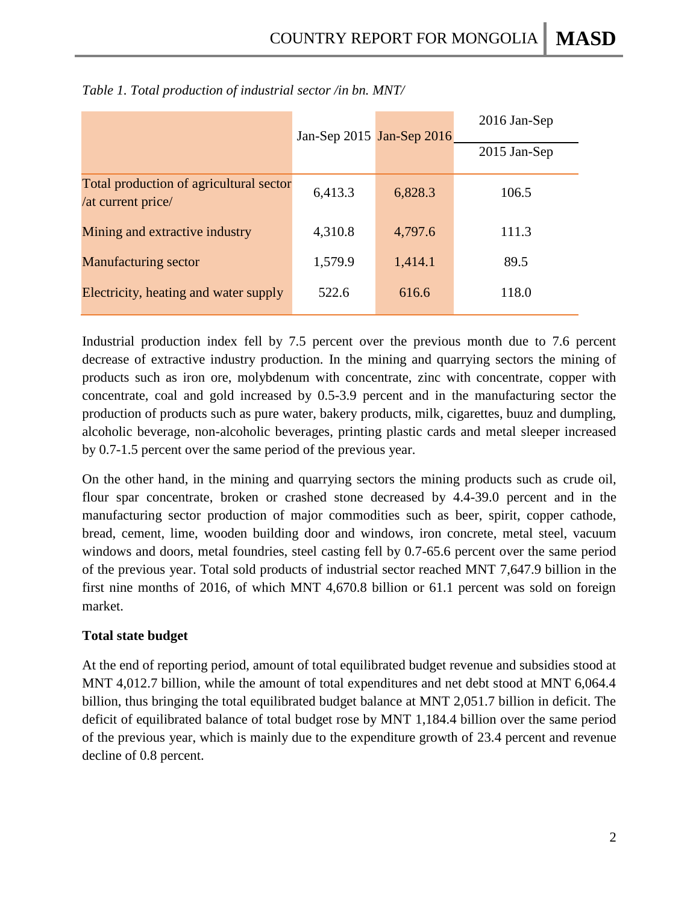*Table 1. Total production of industrial sector /in bn. MNT/*

| | Jan-Sep 2015 | Jan-Sep 2016 | 2016 Jan-Sep / 2015 Jan-Sep |
|---|---|---|---|
| Total production of agricultural sector /at current price/ | 6,413.3 | 6,828.3 | 106.5 |
| Mining and extractive industry | 4,310.8 | 4,797.6 | 111.3 |
| Manufacturing sector | 1,579.9 | 1,414.1 | 89.5 |
| Electricity, heating and water supply | 522.6 | 616.6 | 118.0 |

Industrial production index fell by 7.5 percent over the previous month due to 7.6 percent decrease of extractive industry production. In the mining and quarrying sectors the mining of products such as iron ore, molybdenum with concentrate, zinc with concentrate, copper with concentrate, coal and gold increased by 0.5-3.9 percent and in the manufacturing sector the production of products such as pure water, bakery products, milk, cigarettes, buuz and dumpling, alcoholic beverage, non-alcoholic beverages, printing plastic cards and metal sleeper increased by 0.7-1.5 percent over the same period of the previous year.

On the other hand, in the mining and quarrying sectors the mining products such as crude oil, flour spar concentrate, broken or crashed stone decreased by 4.4-39.0 percent and in the manufacturing sector production of major commodities such as beer, spirit, copper cathode, bread, cement, lime, wooden building door and windows, iron concrete, metal steel, vacuum windows and doors, metal foundries, steel casting fell by 0.7-65.6 percent over the same period of the previous year. Total sold products of industrial sector reached MNT 7,647.9 billion in the first nine months of 2016, of which MNT 4,670.8 billion or 61.1 percent was sold on foreign market.

**Total state budget**

At the end of reporting period, amount of total equilibrated budget revenue and subsidies stood at MNT 4,012.7 billion, while the amount of total expenditures and net debt stood at MNT 6,064.4 billion, thus bringing the total equilibrated budget balance at MNT 2,051.7 billion in deficit. The deficit of equilibrated balance of total budget rose by MNT 1,184.4 billion over the same period of the previous year, which is mainly due to the expenditure growth of 23.4 percent and revenue decline of 0.8 percent.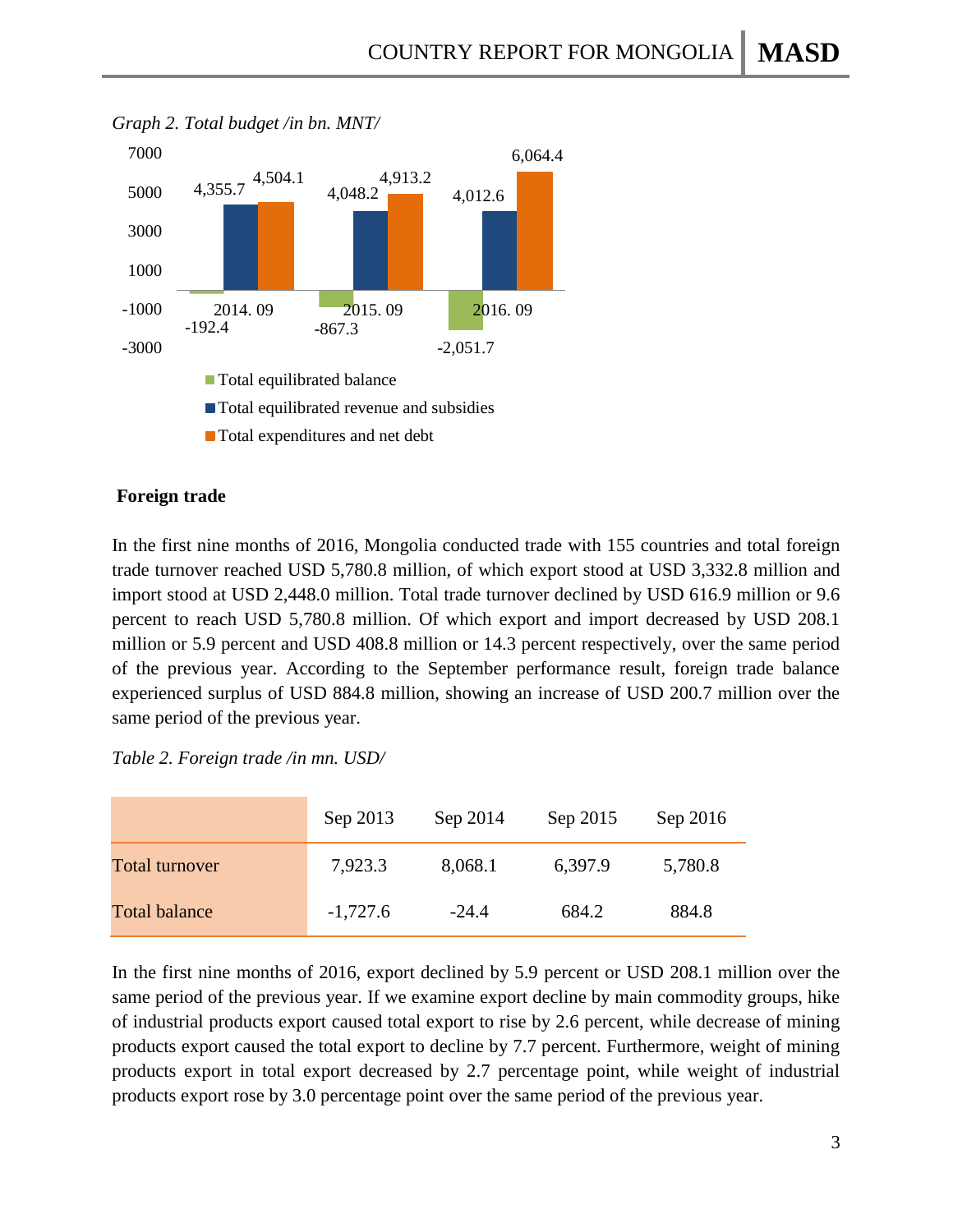*Graph 2. Total budget /in bn. MNT/*

| | 2014. 09 | 2015. 09 | 2016. 09 |
|---|---|---|---|
| Total equilibrated balance | -192.4 | -867.3 | -2,051.7 |
| Total equilibrated revenue and subsidies | 4,355.7 | 4,048.2 | 4,012.6 |
| Total expenditures and net debt | 4,504.1 | 4,913.2 | 6,064.4 |

**Foreign trade**

In the first nine months of 2016, Mongolia conducted trade with 155 countries and total foreign trade turnover reached USD 5,780.8 million, of which export stood at USD 3,332.8 million and import stood at USD 2,448.0 million. Total trade turnover declined by USD 616.9 million or 9.6 percent to reach USD 5,780.8 million. Of which export and import decreased by USD 208.1 million or 5.9 percent and USD 408.8 million or 14.3 percent respectively, over the same period of the previous year. According to the September performance result, foreign trade balance experienced surplus of USD 884.8 million, showing an increase of USD 200.7 million over the same period of the previous year.

*Table 2. Foreign trade /in mn. USD/*

| | Sep 2013 | Sep 2014 | Sep 2015 | Sep 2016 |
|---|---|---|---|---|
| Total turnover | 7,923.3 | 8,068.1 | 6,397.9 | 5,780.8 |
| Total balance | -1,727.6 | -24.4 | 684.2 | 884.8 |

In the first nine months of 2016, export declined by 5.9 percent or USD 208.1 million over the same period of the previous year. If we examine export decline by main commodity groups, hike of industrial products export caused total export to rise by 2.6 percent, while decrease of mining products export caused the total export to decline by 7.7 percent. Furthermore, weight of mining products export in total export decreased by 2.7 percentage point, while weight of industrial products export rose by 3.0 percentage point over the same period of the previous year.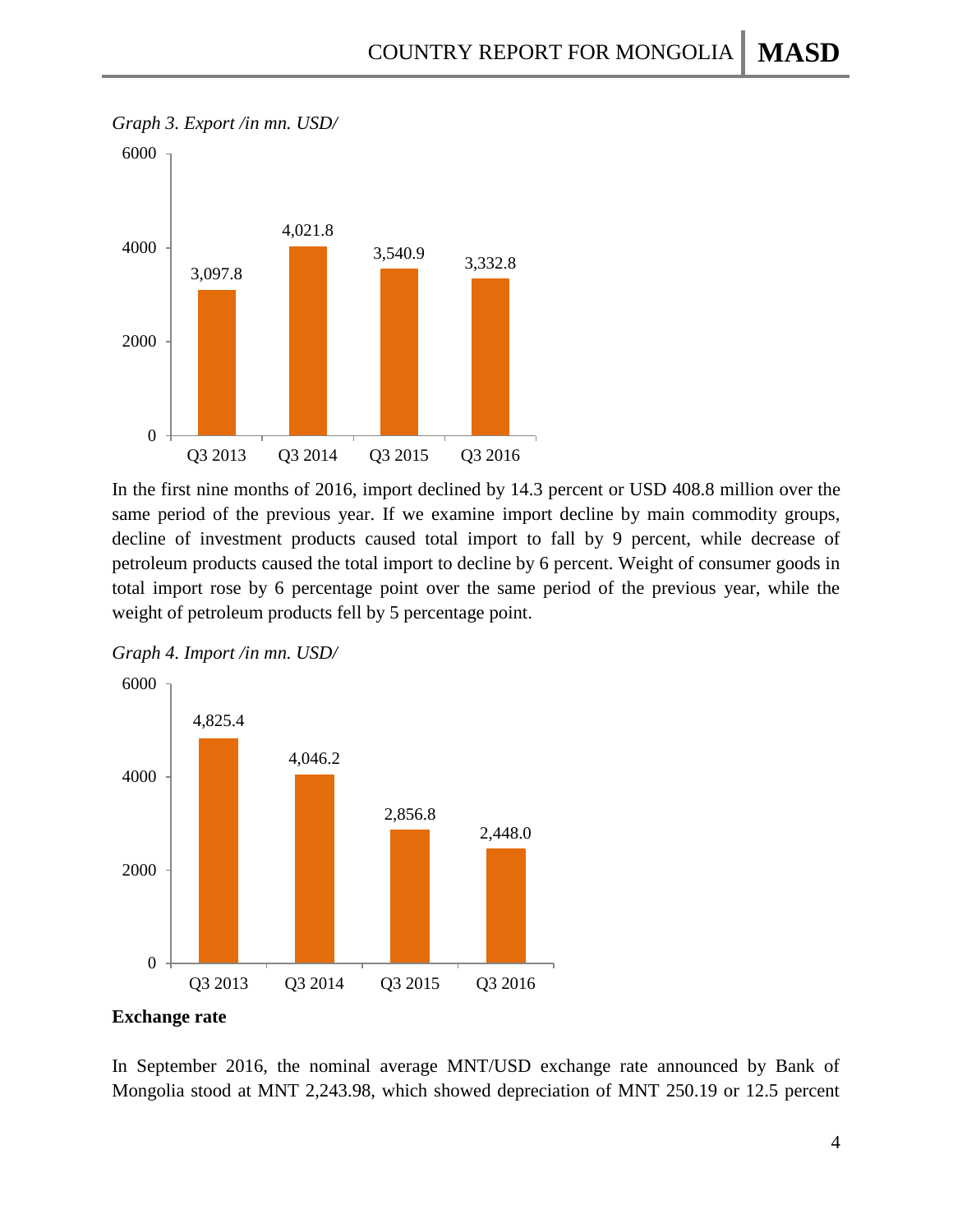*Graph 3. Export /in mn. USD/*

| | Q3 2013 | Q3 2014 | Q3 2015 | Q3 2016 |
|---|---|---|---|---|
| Export | 3,097.8 | 4,021.8 | 3,540.9 | 3,332.8 |

In the first nine months of 2016, import declined by 14.3 percent or USD 408.8 million over the same period of the previous year. If we examine import decline by main commodity groups, decline of investment products caused total import to fall by 9 percent, while decrease of petroleum products caused the total import to decline by 6 percent. Weight of consumer goods in total import rose by 6 percentage point over the same period of the previous year, while the weight of petroleum products fell by 5 percentage point.

*Graph 4. Import /in mn. USD/*

| | Q3 2013 | Q3 2014 | Q3 2015 | Q3 2016 |
|---|---|---|---|---|
| Import | 4,825.4 | 4,046.2 | 2,856.8 | 2,448.0 |

**Exchange rate**

In September 2016, the nominal average MNT/USD exchange rate announced by Bank of Mongolia stood at MNT 2,243.98, which showed depreciation of MNT 250.19 or 12.5 percent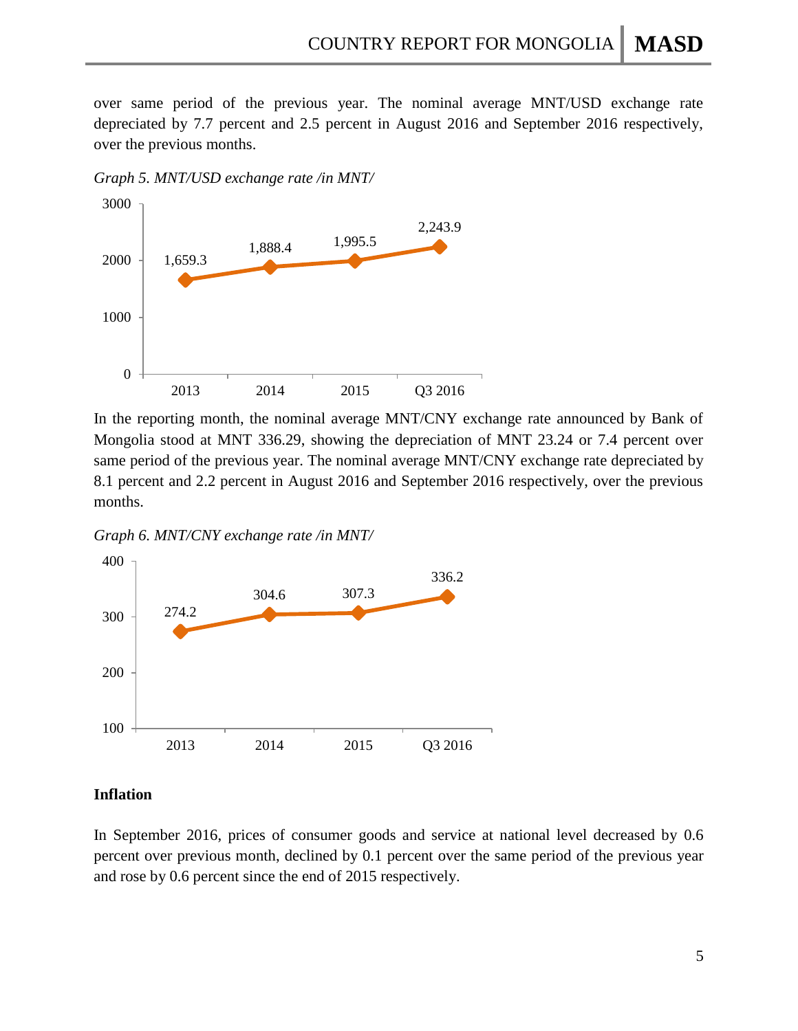over same period of the previous year. The nominal average MNT/USD exchange rate depreciated by 7.7 percent and 2.5 percent in August 2016 and September 2016 respectively, over the previous months.

*Graph 5. MNT/USD exchange rate /in MNT/*

| | 2013 | 2014 | 2015 | Q3 2016 |
|---|---|---|---|---|
| MNT/USD | 1,659.3 | 1,888.4 | 1,995.5 | 2,243.9 |

In the reporting month, the nominal average MNT/CNY exchange rate announced by Bank of Mongolia stood at MNT 336.29, showing the depreciation of MNT 23.24 or 7.4 percent over same period of the previous year. The nominal average MNT/CNY exchange rate depreciated by 8.1 percent and 2.2 percent in August 2016 and September 2016 respectively, over the previous months.

*Graph 6. MNT/CNY exchange rate /in MNT/*

| | 2013 | 2014 | 2015 | Q3 2016 |
|---|---|---|---|---|
| MNT/CNY | 274.2 | 304.6 | 307.3 | 336.2 |

**Inflation**

In September 2016, prices of consumer goods and service at national level decreased by 0.6 percent over previous month, declined by 0.1 percent over the same period of the previous year and rose by 0.6 percent since the end of 2015 respectively.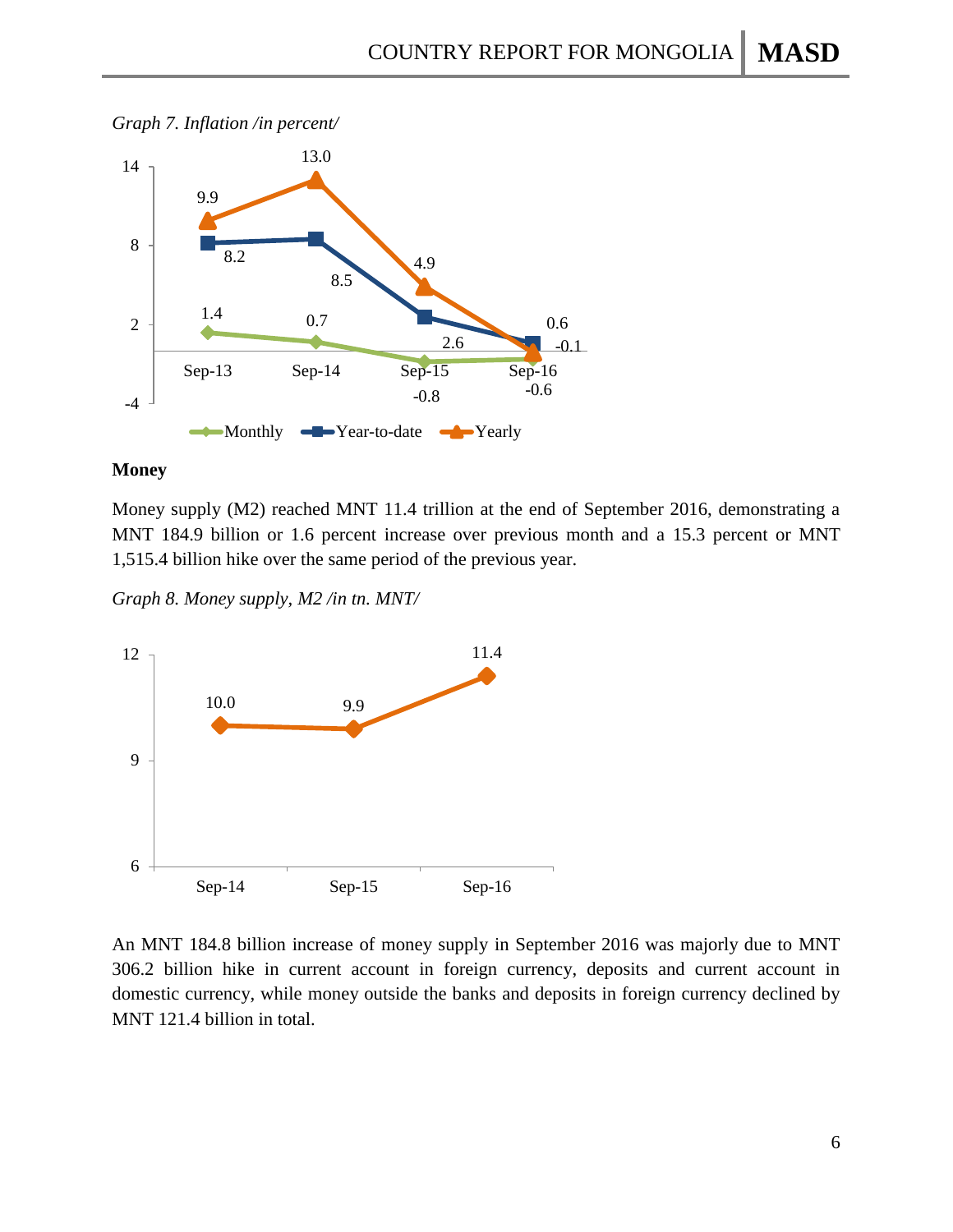*Graph 7. Inflation /in percent/*

| | Sep-13 | Sep-14 | Sep-15 | Sep-16 |
|---|---|---|---|---|
| Monthly | 1.4 | 0.7 | -0.8 | -0.6 |
| Year-to-date | 8.2 | 8.5 | 2.6 | 0.6 |
| Yearly | 9.9 | 13.0 | 4.9 | -0.1 |

**Money**

Money supply (M2) reached MNT 11.4 trillion at the end of September 2016, demonstrating a MNT 184.9 billion or 1.6 percent increase over previous month and a 15.3 percent or MNT 1,515.4 billion hike over the same period of the previous year.

*Graph 8. Money supply, M2 /in tn. MNT/*

| | Sep-14 | Sep-15 | Sep-16 |
|---|---|---|---|
| M2 | 10.0 | 9.9 | 11.4 |

An MNT 184.8 billion increase of money supply in September 2016 was majorly due to MNT 306.2 billion hike in current account in foreign currency, deposits and current account in domestic currency, while money outside the banks and deposits in foreign currency declined by MNT 121.4 billion in total.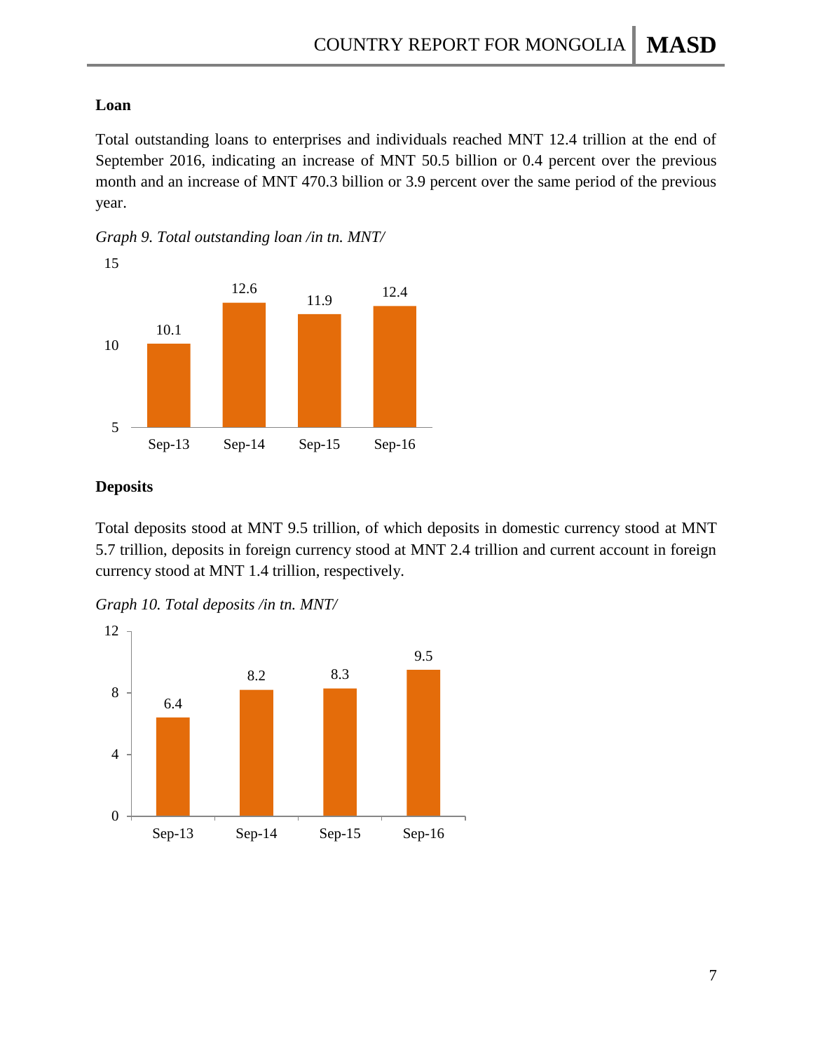**Loan**

Total outstanding loans to enterprises and individuals reached MNT 12.4 trillion at the end of September 2016, indicating an increase of MNT 50.5 billion or 0.4 percent over the previous month and an increase of MNT 470.3 billion or 3.9 percent over the same period of the previous year.

*Graph 9. Total outstanding loan /in tn. MNT/*

| | Sep-13 | Sep-14 | Sep-15 | Sep-16 |
|---|---|---|---|---|
| Total outstanding loan | 10.1 | 12.6 | 11.9 | 12.4 |

**Deposits**

Total deposits stood at MNT 9.5 trillion, of which deposits in domestic currency stood at MNT 5.7 trillion, deposits in foreign currency stood at MNT 2.4 trillion and current account in foreign currency stood at MNT 1.4 trillion, respectively.

*Graph 10. Total deposits /in tn. MNT/*

| | Sep-13 | Sep-14 | Sep-15 | Sep-16 |
|---|---|---|---|---|
| Total deposits | 6.4 | 8.2 | 8.3 | 9.5 |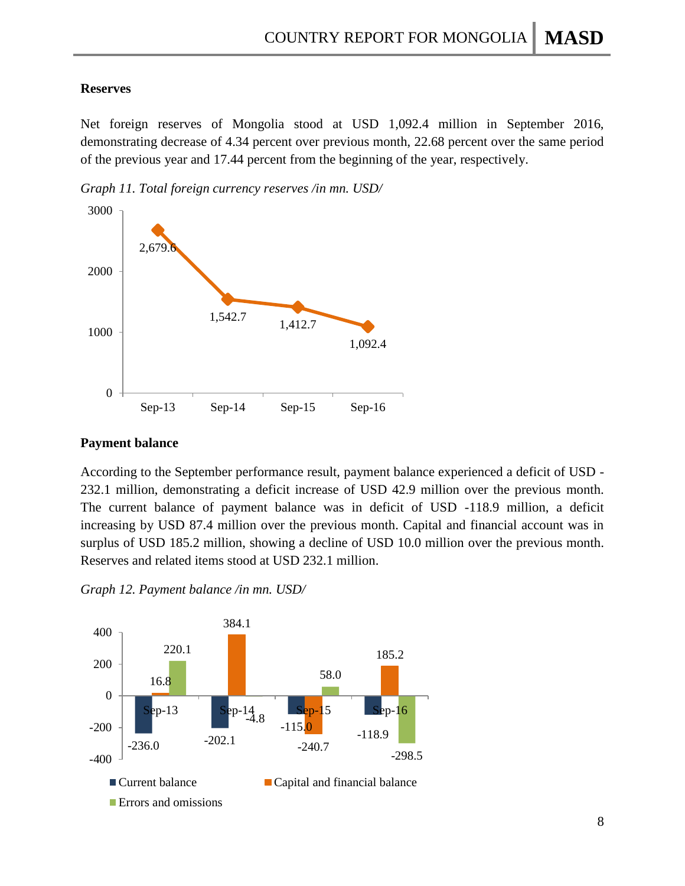**Reserves**

Net foreign reserves of Mongolia stood at USD 1,092.4 million in September 2016, demonstrating decrease of 4.34 percent over previous month, 22.68 percent over the same period of the previous year and 17.44 percent from the beginning of the year, respectively.

*Graph 11. Total foreign currency reserves /in mn. USD/*

| | Sep-13 | Sep-14 | Sep-15 | Sep-16 |
|---|---|---|---|---|
| Total foreign currency reserves | 2,679.6 | 1,542.7 | 1,412.7 | 1,092.4 |

**Payment balance**

According to the September performance result, payment balance experienced a deficit of USD -232.1 million, demonstrating a deficit increase of USD 42.9 million over the previous month. The current balance of payment balance was in deficit of USD -118.9 million, a deficit increasing by USD 87.4 million over the previous month. Capital and financial account was in surplus of USD 185.2 million, showing a decline of USD 10.0 million over the previous month. Reserves and related items stood at USD 232.1 million.

*Graph 12. Payment balance /in mn. USD/*

| | Sep-13 | Sep-14 | Sep-15 | Sep-16 |
|---|---|---|---|---|
| Current balance | -236.0 | -202.1 | -115.0 | -118.9 |
| Capital and financial balance | 16.8 | 384.1 | -240.7 | 185.2 |
| Errors and omissions | 220.1 | -4.8 | 58.0 | -298.5 |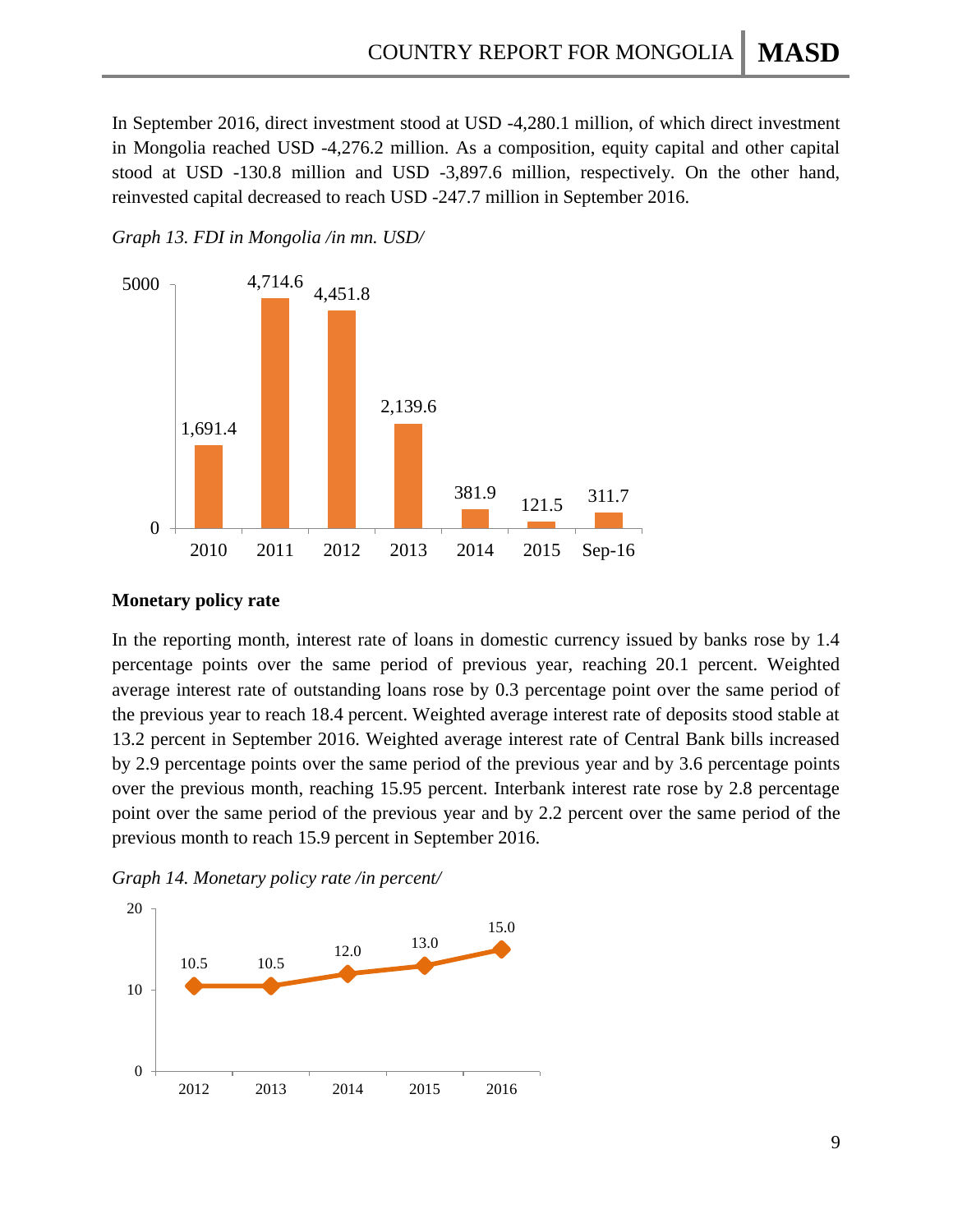In September 2016, direct investment stood at USD -4,280.1 million, of which direct investment in Mongolia reached USD -4,276.2 million. As a composition, equity capital and other capital stood at USD -130.8 million and USD -3,897.6 million, respectively. On the other hand, reinvested capital decreased to reach USD -247.7 million in September 2016.

*Graph 13. FDI in Mongolia /in mn. USD/*

| 2010 | 2011 | 2012 | 2013 | 2014 | 2015 | Sep-16 |
|---|---|---|---|---|---|---|
| 1,691.4 | 4,714.6 | 4,451.8 | 2,139.6 | 381.9 | 121.5 | 311.7 |

**Monetary policy rate**

In the reporting month, interest rate of loans in domestic currency issued by banks rose by 1.4 percentage points over the same period of previous year, reaching 20.1 percent. Weighted average interest rate of outstanding loans rose by 0.3 percentage point over the same period of the previous year to reach 18.4 percent. Weighted average interest rate of deposits stood stable at 13.2 percent in September 2016. Weighted average interest rate of Central Bank bills increased by 2.9 percentage points over the same period of the previous year and by 3.6 percentage points over the previous month, reaching 15.95 percent. Interbank interest rate rose by 2.8 percentage point over the same period of the previous year and by 2.2 percent over the same period of the previous month to reach 15.9 percent in September 2016.

*Graph 14. Monetary policy rate /in percent/*

| 2012 | 2013 | 2014 | 2015 | 2016 |
|---|---|---|---|---|
| 10.5 | 10.5 | 12.0 | 13.0 | 15.0 |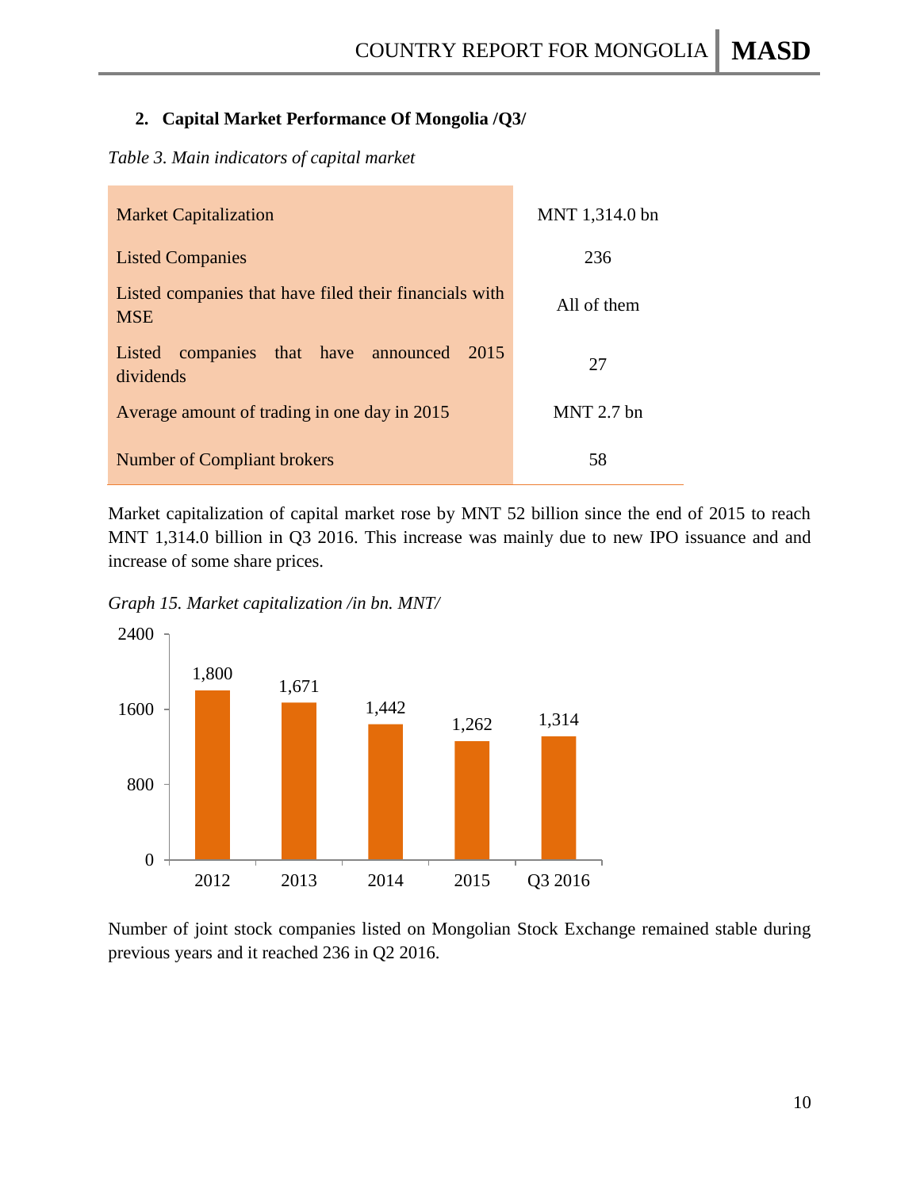## 2. Capital Market Performance Of Mongolia /Q3/

*Table 3. Main indicators of capital market*

| Indicator | Value |
|---|---|
| Market Capitalization | MNT 1,314.0 bn |
| Listed Companies | 236 |
| Listed companies that have filed their financials with MSE | All of them |
| Listed companies that have announced 2015 dividends | 27 |
| Average amount of trading in one day in 2015 | MNT 2.7 bn |
| Number of Compliant brokers | 58 |

Market capitalization of capital market rose by MNT 52 billion since the end of 2015 to reach MNT 1,314.0 billion in Q3 2016. This increase was mainly due to new IPO issuance and and increase of some share prices.

*Graph 15. Market capitalization /in bn. MNT/*

| Year | Market capitalization (bn MNT) |
|---|---|
| 2012 | 1,800 |
| 2013 | 1,671 |
| 2014 | 1,442 |
| 2015 | 1,262 |
| Q3 2016 | 1,314 |

Number of joint stock companies listed on Mongolian Stock Exchange remained stable during previous years and it reached 236 in Q2 2016.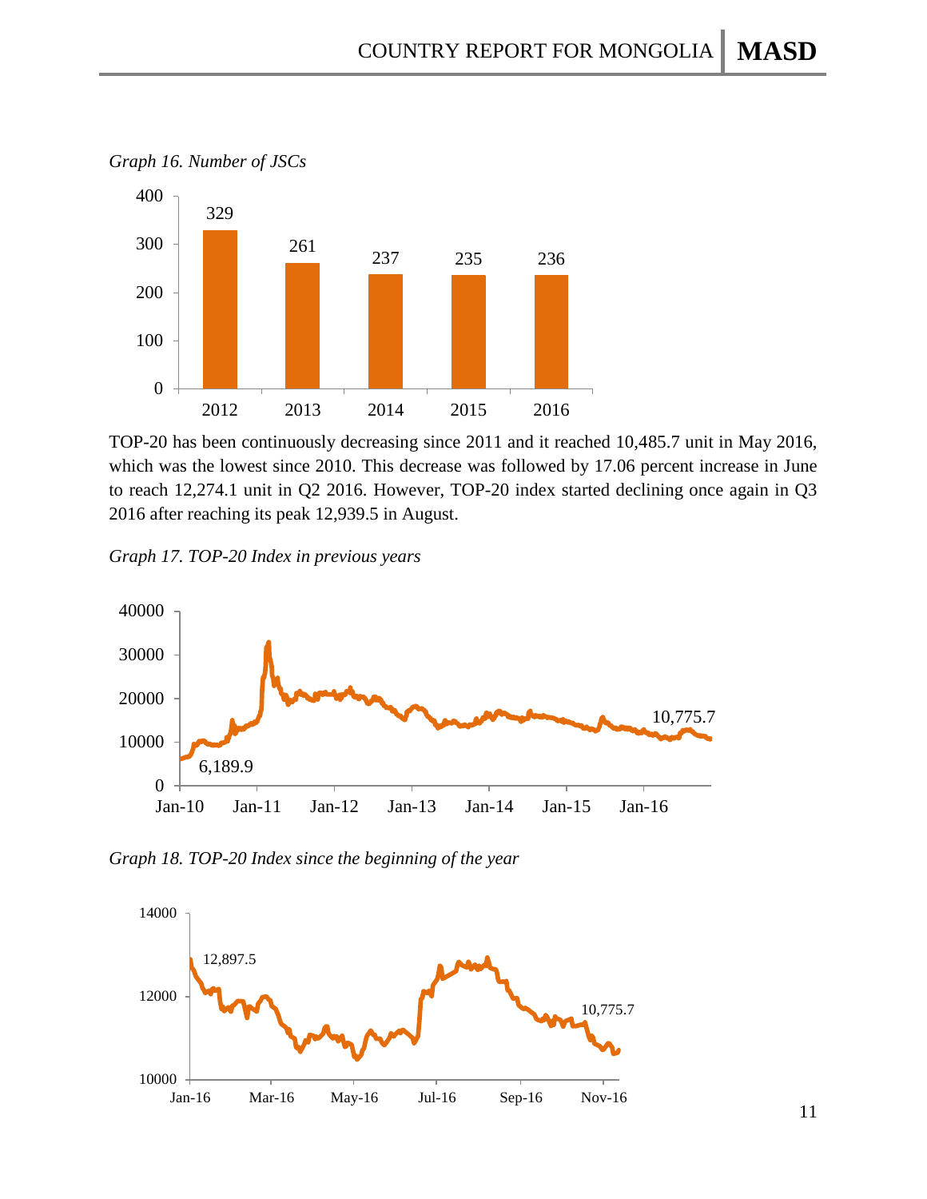*Graph 16. Number of JSCs*

| Year | Number of JSCs |
|---|---|
| 2012 | 329 |
| 2013 | 261 |
| 2014 | 237 |
| 2015 | 235 |
| 2016 | 236 |

TOP-20 has been continuously decreasing since 2011 and it reached 10,485.7 unit in May 2016, which was the lowest since 2010. This decrease was followed by 17.06 percent increase in June to reach 12,274.1 unit in Q2 2016. However, TOP-20 index started declining once again in Q3 2016 after reaching its peak 12,939.5 in August.

*Graph 17. TOP-20 Index in previous years*

*Graph 18. TOP-20 Index since the beginning of the year*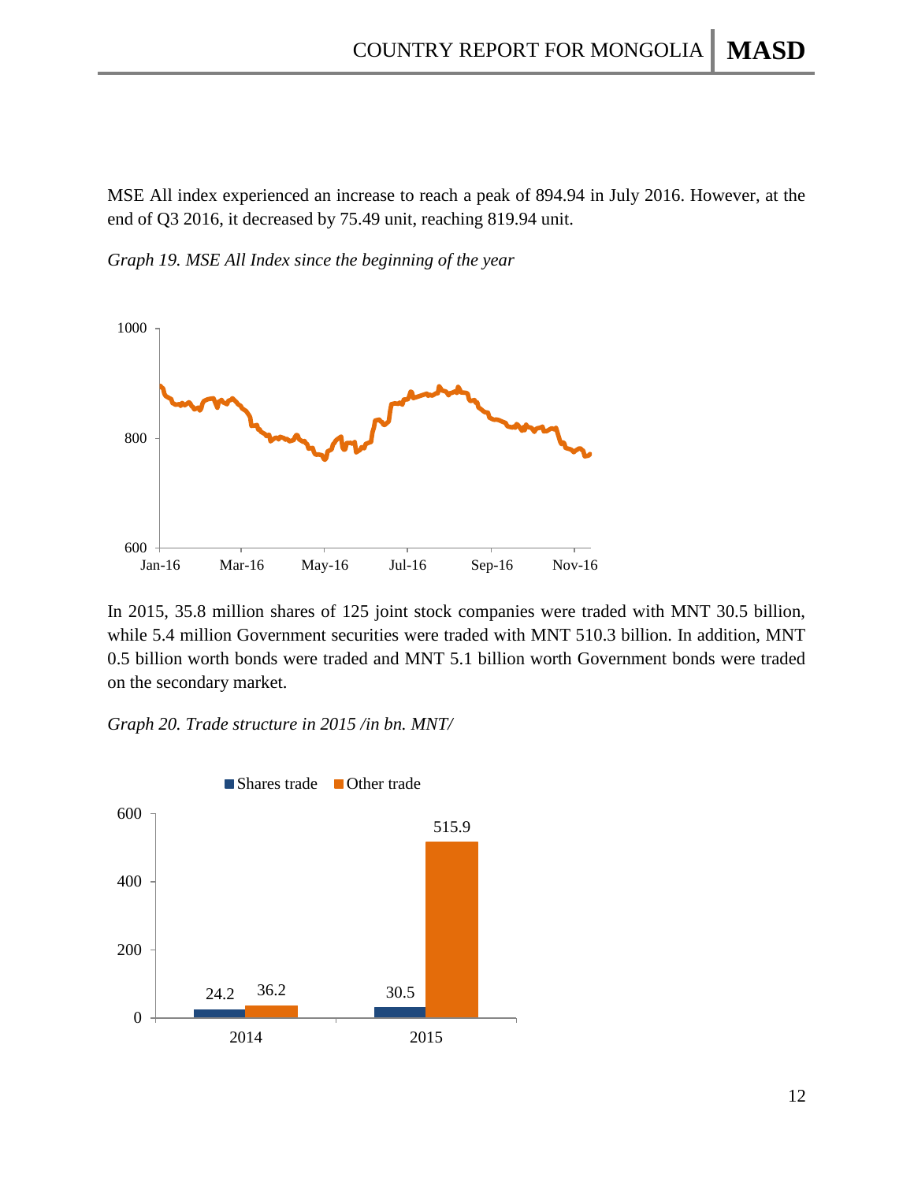MSE All index experienced an increase to reach a peak of 894.94 in July 2016. However, at the end of Q3 2016, it decreased by 75.49 unit, reaching 819.94 unit.

*Graph 19. MSE All Index since the beginning of the year*

In 2015, 35.8 million shares of 125 joint stock companies were traded with MNT 30.5 billion, while 5.4 million Government securities were traded with MNT 510.3 billion. In addition, MNT 0.5 billion worth bonds were traded and MNT 5.1 billion worth Government bonds were traded on the secondary market.

*Graph 20. Trade structure in 2015 /in bn. MNT/*

| | Shares trade | Other trade |
|---|---|---|
| 2014 | 24.2 | 36.2 |
| 2015 | 30.5 | 515.9 |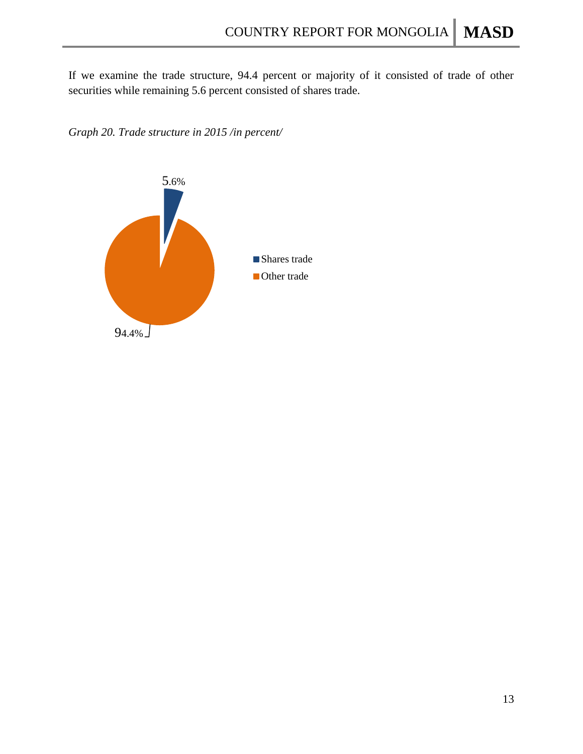If we examine the trade structure, 94.4 percent or majority of it consisted of trade of other securities while remaining 5.6 percent consisted of shares trade.

*Graph 20. Trade structure in 2015 /in percent/*

5.6%

94.4%

Shares trade

Other trade